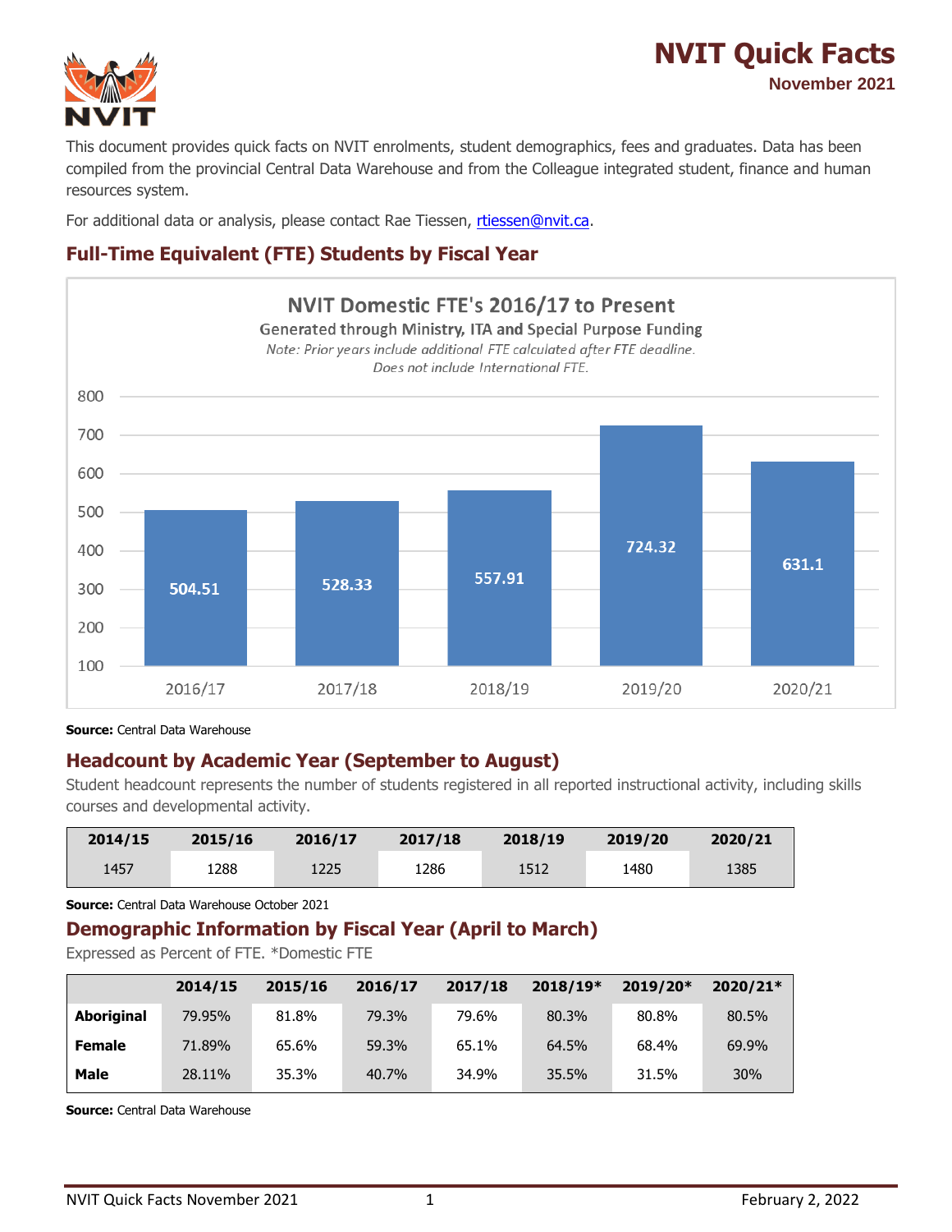# NVIT Quick Facts

**November 2021**

This document provides quick facts on NVIT enrolments, student demographics, fees and graduates. Data has been compiled from the provincial Central Data Warehouse and from the Colleague integrated student, finance and human resources system.

For additional data or analysis, please contact Rae Tiessen, rtiessen@nvit.ca.

## Full-Time Equivalent (FTE) Students by Fiscal Year

**NVIT Domestic FTE's 2016/17 to Present**

Generated through Ministry, ITA and Special Purpose Funding

*Note: Prior years include additional FTE calculated after FTE deadline. Does not include International FTE.*

| Fiscal Year | FTE |
|---|---|
| 2016/17 | 504.51 |
| 2017/18 | 528.33 |
| 2018/19 | 557.91 |
| 2019/20 | 724.32 |
| 2020/21 | 631.1 |

**Source:** Central Data Warehouse

## Headcount by Academic Year (September to August)

Student headcount represents the number of students registered in all reported instructional activity, including skills courses and developmental activity.

| 2014/15 | 2015/16 | 2016/17 | 2017/18 | 2018/19 | 2019/20 | 2020/21 |
|---|---|---|---|---|---|---|
| 1457 | 1288 | 1225 | 1286 | 1512 | 1480 | 1385 |

**Source:** Central Data Warehouse October 2021

## Demographic Information by Fiscal Year (April to March)

Expressed as Percent of FTE. *Domestic FTE

| | 2014/15 | 2015/16 | 2016/17 | 2017/18 | 2018/19* | 2019/20* | 2020/21* |
|---|---|---|---|---|---|---|---|
| **Aboriginal** | 79.95% | 81.8% | 79.3% | 79.6% | 80.3% | 80.8% | 80.5% |
| **Female** | 71.89% | 65.6% | 59.3% | 65.1% | 64.5% | 68.4% | 69.9% |
| **Male** | 28.11% | 35.3% | 40.7% | 34.9% | 35.5% | 31.5% | 30% |

**Source:** Central Data Warehouse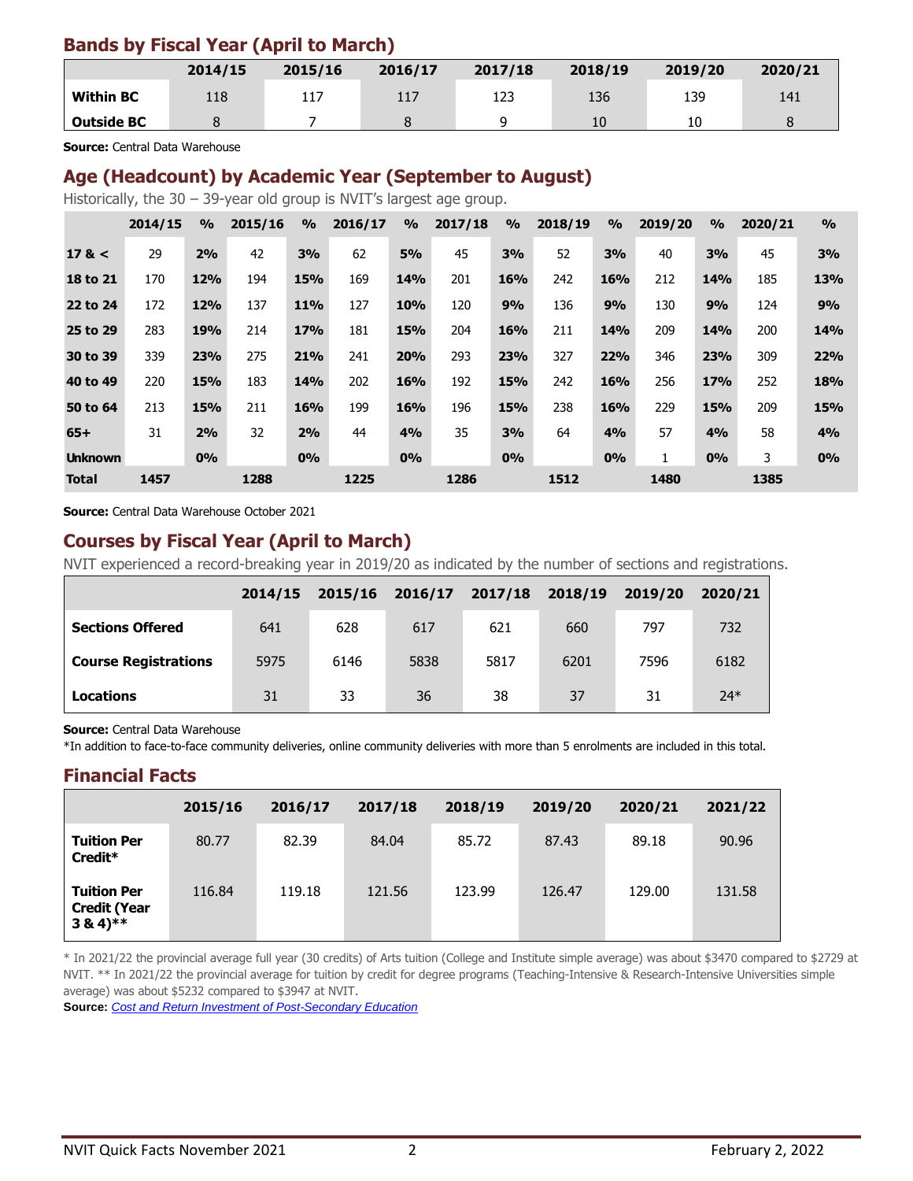## Bands by Fiscal Year (April to March)

| | 2014/15 | 2015/16 | 2016/17 | 2017/18 | 2018/19 | 2019/20 | 2020/21 |
|---|---|---|---|---|---|---|---|
| **Within BC** | 118 | 117 | 117 | 123 | 136 | 139 | 141 |
| **Outside BC** | 8 | 7 | 8 | 9 | 10 | 10 | 8 |

**Source:** Central Data Warehouse

## Age (Headcount) by Academic Year (September to August)

Historically, the 30 – 39-year old group is NVIT's largest age group.

| | 2014/15 | % | 2015/16 | % | 2016/17 | % | 2017/18 | % | 2018/19 | % | 2019/20 | % | 2020/21 | % |
|---|---|---|---|---|---|---|---|---|---|---|---|---|---|---|
| **17 & <** | 29 | **2%** | 42 | **3%** | 62 | **5%** | 45 | **3%** | 52 | **3%** | 40 | **3%** | 45 | **3%** |
| **18 to 21** | 170 | **12%** | 194 | **15%** | 169 | **14%** | 201 | **16%** | 242 | **16%** | 212 | **14%** | 185 | **13%** |
| **22 to 24** | 172 | **12%** | 137 | **11%** | 127 | **10%** | 120 | **9%** | 136 | **9%** | 130 | **9%** | 124 | **9%** |
| **25 to 29** | 283 | **19%** | 214 | **17%** | 181 | **15%** | 204 | **16%** | 211 | **14%** | 209 | **14%** | 200 | **14%** |
| **30 to 39** | 339 | **23%** | 275 | **21%** | 241 | **20%** | 293 | **23%** | 327 | **22%** | 346 | **23%** | 309 | **22%** |
| **40 to 49** | 220 | **15%** | 183 | **14%** | 202 | **16%** | 192 | **15%** | 242 | **16%** | 256 | **17%** | 252 | **18%** |
| **50 to 64** | 213 | **15%** | 211 | **16%** | 199 | **16%** | 196 | **15%** | 238 | **16%** | 229 | **15%** | 209 | **15%** |
| **65+** | 31 | **2%** | 32 | **2%** | 44 | **4%** | 35 | **3%** | 64 | **4%** | 57 | **4%** | 58 | **4%** |
| **Unknown** | | **0%** | | **0%** | | **0%** | | **0%** | | **0%** | 1 | **0%** | 3 | **0%** |
| **Total** | **1457** | | **1288** | | **1225** | | **1286** | | **1512** | | **1480** | | **1385** | |

**Source:** Central Data Warehouse October 2021

## Courses by Fiscal Year (April to March)

NVIT experienced a record-breaking year in 2019/20 as indicated by the number of sections and registrations.

| | 2014/15 | 2015/16 | 2016/17 | 2017/18 | 2018/19 | 2019/20 | 2020/21 |
|---|---|---|---|---|---|---|---|
| **Sections Offered** | 641 | 628 | 617 | 621 | 660 | 797 | 732 |
| **Course Registrations** | 5975 | 6146 | 5838 | 5817 | 6201 | 7596 | 6182 |
| **Locations** | 31 | 33 | 36 | 38 | 37 | 31 | 24* |

**Source:** Central Data Warehouse
*In addition to face-to-face community deliveries, online community deliveries with more than 5 enrolments are included in this total.

## Financial Facts

| | 2015/16 | 2016/17 | 2017/18 | 2018/19 | 2019/20 | 2020/21 | 2021/22 |
|---|---|---|---|---|---|---|---|
| **Tuition Per Credit*** | 80.77 | 82.39 | 84.04 | 85.72 | 87.43 | 89.18 | 90.96 |
| **Tuition Per Credit (Year 3 & 4)**** | 116.84 | 119.18 | 121.56 | 123.99 | 126.47 | 129.00 | 131.58 |

* In 2021/22 the provincial average full year (30 credits) of Arts tuition (College and Institute simple average) was about $3470 compared to $2729 at NVIT. ** In 2021/22 the provincial average for tuition by credit for degree programs (Teaching-Intensive & Research-Intensive Universities simple average) was about $5232 compared to $3947 at NVIT.
**Source:** *Cost and Return Investment of Post-Secondary Education*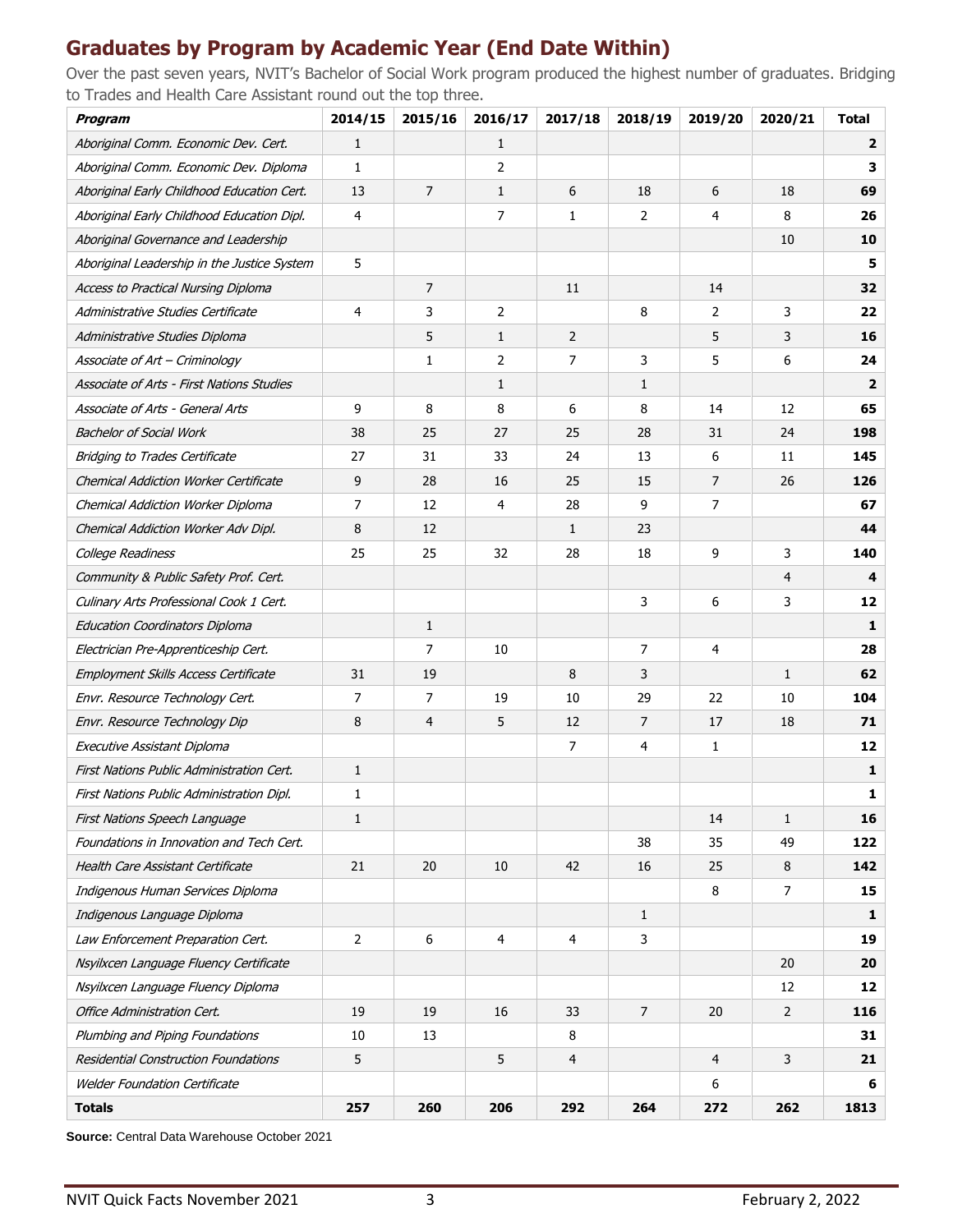## Graduates by Program by Academic Year (End Date Within)

Over the past seven years, NVIT's Bachelor of Social Work program produced the highest number of graduates. Bridging to Trades and Health Care Assistant round out the top three.

| *Program* | 2014/15 | 2015/16 | 2016/17 | 2017/18 | 2018/19 | 2019/20 | 2020/21 | Total |
|---|---|---|---|---|---|---|---|---|
| *Aboriginal Comm. Economic Dev. Cert.* | 1 | | 1 | | | | | **2** |
| *Aboriginal Comm. Economic Dev. Diploma* | 1 | | 2 | | | | | **3** |
| *Aboriginal Early Childhood Education Cert.* | 13 | 7 | 1 | 6 | 18 | 6 | 18 | **69** |
| *Aboriginal Early Childhood Education Dipl.* | 4 | | 7 | 1 | 2 | 4 | 8 | **26** |
| *Aboriginal Governance and Leadership* | | | | | | | 10 | **10** |
| *Aboriginal Leadership in the Justice System* | 5 | | | | | | | **5** |
| *Access to Practical Nursing Diploma* | | 7 | | 11 | | 14 | | **32** |
| *Administrative Studies Certificate* | 4 | 3 | 2 | | 8 | 2 | 3 | **22** |
| *Administrative Studies Diploma* | | 5 | 1 | 2 | | 5 | 3 | **16** |
| *Associate of Art – Criminology* | | 1 | 2 | 7 | 3 | 5 | 6 | **24** |
| *Associate of Arts - First Nations Studies* | | | 1 | | 1 | | | **2** |
| *Associate of Arts - General Arts* | 9 | 8 | 8 | 6 | 8 | 14 | 12 | **65** |
| *Bachelor of Social Work* | 38 | 25 | 27 | 25 | 28 | 31 | 24 | **198** |
| *Bridging to Trades Certificate* | 27 | 31 | 33 | 24 | 13 | 6 | 11 | **145** |
| *Chemical Addiction Worker Certificate* | 9 | 28 | 16 | 25 | 15 | 7 | 26 | **126** |
| *Chemical Addiction Worker Diploma* | 7 | 12 | 4 | 28 | 9 | 7 | | **67** |
| *Chemical Addiction Worker Adv Dipl.* | 8 | 12 | | 1 | 23 | | | **44** |
| *College Readiness* | 25 | 25 | 32 | 28 | 18 | 9 | 3 | **140** |
| *Community & Public Safety Prof. Cert.* | | | | | | | 4 | **4** |
| *Culinary Arts Professional Cook 1 Cert.* | | | | | 3 | 6 | 3 | **12** |
| *Education Coordinators Diploma* | | 1 | | | | | | **1** |
| *Electrician Pre-Apprenticeship Cert.* | | 7 | 10 | | 7 | 4 | | **28** |
| *Employment Skills Access Certificate* | 31 | 19 | | 8 | 3 | | 1 | **62** |
| *Envr. Resource Technology Cert.* | 7 | 7 | 19 | 10 | 29 | 22 | 10 | **104** |
| *Envr. Resource Technology Dip* | 8 | 4 | 5 | 12 | 7 | 17 | 18 | **71** |
| *Executive Assistant Diploma* | | | | 7 | 4 | 1 | | **12** |
| *First Nations Public Administration Cert.* | 1 | | | | | | | **1** |
| *First Nations Public Administration Dipl.* | 1 | | | | | | | **1** |
| *First Nations Speech Language* | 1 | | | | | 14 | 1 | **16** |
| *Foundations in Innovation and Tech Cert.* | | | | | 38 | 35 | 49 | **122** |
| *Health Care Assistant Certificate* | 21 | 20 | 10 | 42 | 16 | 25 | 8 | **142** |
| *Indigenous Human Services Diploma* | | | | | | 8 | 7 | **15** |
| *Indigenous Language Diploma* | | | | | 1 | | | **1** |
| *Law Enforcement Preparation Cert.* | 2 | 6 | 4 | 4 | 3 | | | **19** |
| *Nsyilxcen Language Fluency Certificate* | | | | | | | 20 | **20** |
| *Nsyilxcen Language Fluency Diploma* | | | | | | | 12 | **12** |
| *Office Administration Cert.* | 19 | 19 | 16 | 33 | 7 | 20 | 2 | **116** |
| *Plumbing and Piping Foundations* | 10 | 13 | | 8 | | | | **31** |
| *Residential Construction Foundations* | 5 | | 5 | 4 | | 4 | 3 | **21** |
| *Welder Foundation Certificate* | | | | | | 6 | | **6** |
| **Totals** | **257** | **260** | **206** | **292** | **264** | **272** | **262** | **1813** |

**Source:** Central Data Warehouse October 2021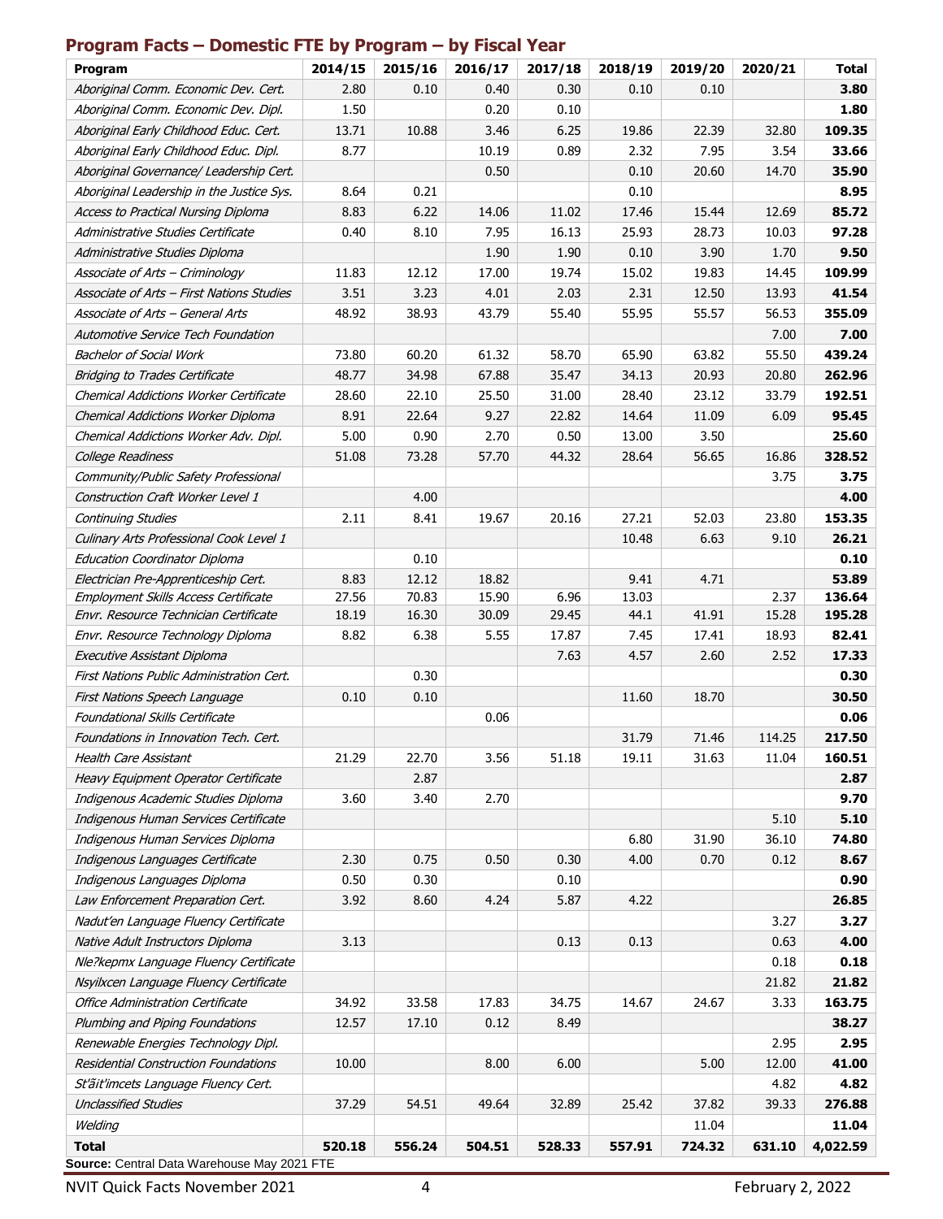## Program Facts – Domestic FTE by Program – by Fiscal Year

| Program | 2014/15 | 2015/16 | 2016/17 | 2017/18 | 2018/19 | 2019/20 | 2020/21 | Total |
|---|---|---|---|---|---|---|---|---|
| *Aboriginal Comm. Economic Dev. Cert.* | 2.80 | 0.10 | 0.40 | 0.30 | 0.10 | 0.10 | | **3.80** |
| *Aboriginal Comm. Economic Dev. Dipl.* | 1.50 | | 0.20 | 0.10 | | | | **1.80** |
| *Aboriginal Early Childhood Educ. Cert.* | 13.71 | 10.88 | 3.46 | 6.25 | 19.86 | 22.39 | 32.80 | **109.35** |
| *Aboriginal Early Childhood Educ. Dipl.* | 8.77 | | 10.19 | 0.89 | 2.32 | 7.95 | 3.54 | **33.66** |
| *Aboriginal Governance/ Leadership Cert.* | | | 0.50 | | 0.10 | 20.60 | 14.70 | **35.90** |
| *Aboriginal Leadership in the Justice Sys.* | 8.64 | 0.21 | | | 0.10 | | | **8.95** |
| *Access to Practical Nursing Diploma* | 8.83 | 6.22 | 14.06 | 11.02 | 17.46 | 15.44 | 12.69 | **85.72** |
| *Administrative Studies Certificate* | 0.40 | 8.10 | 7.95 | 16.13 | 25.93 | 28.73 | 10.03 | **97.28** |
| *Administrative Studies Diploma* | | | 1.90 | 1.90 | 0.10 | 3.90 | 1.70 | **9.50** |
| *Associate of Arts – Criminology* | 11.83 | 12.12 | 17.00 | 19.74 | 15.02 | 19.83 | 14.45 | **109.99** |
| *Associate of Arts – First Nations Studies* | 3.51 | 3.23 | 4.01 | 2.03 | 2.31 | 12.50 | 13.93 | **41.54** |
| *Associate of Arts – General Arts* | 48.92 | 38.93 | 43.79 | 55.40 | 55.95 | 55.57 | 56.53 | **355.09** |
| *Automotive Service Tech Foundation* | | | | | | | 7.00 | **7.00** |
| *Bachelor of Social Work* | 73.80 | 60.20 | 61.32 | 58.70 | 65.90 | 63.82 | 55.50 | **439.24** |
| *Bridging to Trades Certificate* | 48.77 | 34.98 | 67.88 | 35.47 | 34.13 | 20.93 | 20.80 | **262.96** |
| *Chemical Addictions Worker Certificate* | 28.60 | 22.10 | 25.50 | 31.00 | 28.40 | 23.12 | 33.79 | **192.51** |
| *Chemical Addictions Worker Diploma* | 8.91 | 22.64 | 9.27 | 22.82 | 14.64 | 11.09 | 6.09 | **95.45** |
| *Chemical Addictions Worker Adv. Dipl.* | 5.00 | 0.90 | 2.70 | 0.50 | 13.00 | 3.50 | | **25.60** |
| *College Readiness* | 51.08 | 73.28 | 57.70 | 44.32 | 28.64 | 56.65 | 16.86 | **328.52** |
| *Community/Public Safety Professional* | | | | | | | 3.75 | **3.75** |
| *Construction Craft Worker Level 1* | | 4.00 | | | | | | **4.00** |
| *Continuing Studies* | 2.11 | 8.41 | 19.67 | 20.16 | 27.21 | 52.03 | 23.80 | **153.35** |
| *Culinary Arts Professional Cook Level 1* | | | | | 10.48 | 6.63 | 9.10 | **26.21** |
| *Education Coordinator Diploma* | | 0.10 | | | | | | **0.10** |
| *Electrician Pre-Apprenticeship Cert.* | 8.83 | 12.12 | 18.82 | | 9.41 | 4.71 | | **53.89** |
| *Employment Skills Access Certificate* | 27.56 | 70.83 | 15.90 | 6.96 | 13.03 | | 2.37 | **136.64** |
| *Envr. Resource Technician Certificate* | 18.19 | 16.30 | 30.09 | 29.45 | 44.1 | 41.91 | 15.28 | **195.28** |
| *Envr. Resource Technology Diploma* | 8.82 | 6.38 | 5.55 | 17.87 | 7.45 | 17.41 | 18.93 | **82.41** |
| *Executive Assistant Diploma* | | | | 7.63 | 4.57 | 2.60 | 2.52 | **17.33** |
| *First Nations Public Administration Cert.* | | 0.30 | | | | | | **0.30** |
| *First Nations Speech Language* | 0.10 | 0.10 | | | 11.60 | 18.70 | | **30.50** |
| *Foundational Skills Certificate* | | | 0.06 | | | | | **0.06** |
| *Foundations in Innovation Tech. Cert.* | | | | | 31.79 | 71.46 | 114.25 | **217.50** |
| *Health Care Assistant* | 21.29 | 22.70 | 3.56 | 51.18 | 19.11 | 31.63 | 11.04 | **160.51** |
| *Heavy Equipment Operator Certificate* | | 2.87 | | | | | | **2.87** |
| *Indigenous Academic Studies Diploma* | 3.60 | 3.40 | 2.70 | | | | | **9.70** |
| *Indigenous Human Services Certificate* | | | | | | | 5.10 | **5.10** |
| *Indigenous Human Services Diploma* | | | | | 6.80 | 31.90 | 36.10 | **74.80** |
| *Indigenous Languages Certificate* | 2.30 | 0.75 | 0.50 | 0.30 | 4.00 | 0.70 | 0.12 | **8.67** |
| *Indigenous Languages Diploma* | 0.50 | 0.30 | | 0.10 | | | | **0.90** |
| *Law Enforcement Preparation Cert.* | 3.92 | 8.60 | 4.24 | 5.87 | 4.22 | | | **26.85** |
| *Nadut'en Language Fluency Certificate* | | | | | | | 3.27 | **3.27** |
| *Native Adult Instructors Diploma* | 3.13 | | | 0.13 | 0.13 | | 0.63 | **4.00** |
| *Nle?kepmx Language Fluency Certificate* | | | | | | | 0.18 | **0.18** |
| *Nsyilxcen Language Fluency Certificate* | | | | | | | 21.82 | **21.82** |
| *Office Administration Certificate* | 34.92 | 33.58 | 17.83 | 34.75 | 14.67 | 24.67 | 3.33 | **163.75** |
| *Plumbing and Piping Foundations* | 12.57 | 17.10 | 0.12 | 8.49 | | | | **38.27** |
| *Renewable Energies Technology Dipl.* | | | | | | | 2.95 | **2.95** |
| *Residential Construction Foundations* | 10.00 | | 8.00 | 6.00 | | 5.00 | 12.00 | **41.00** |
| *St'ãit'imcets Language Fluency Cert.* | | | | | | | 4.82 | **4.82** |
| *Unclassified Studies* | 37.29 | 54.51 | 49.64 | 32.89 | 25.42 | 37.82 | 39.33 | **276.88** |
| *Welding* | | | | | | 11.04 | | **11.04** |
| **Total** | **520.18** | **556.24** | **504.51** | **528.33** | **557.91** | **724.32** | **631.10** | **4,022.59** |

**Source:** Central Data Warehouse May 2021 FTE